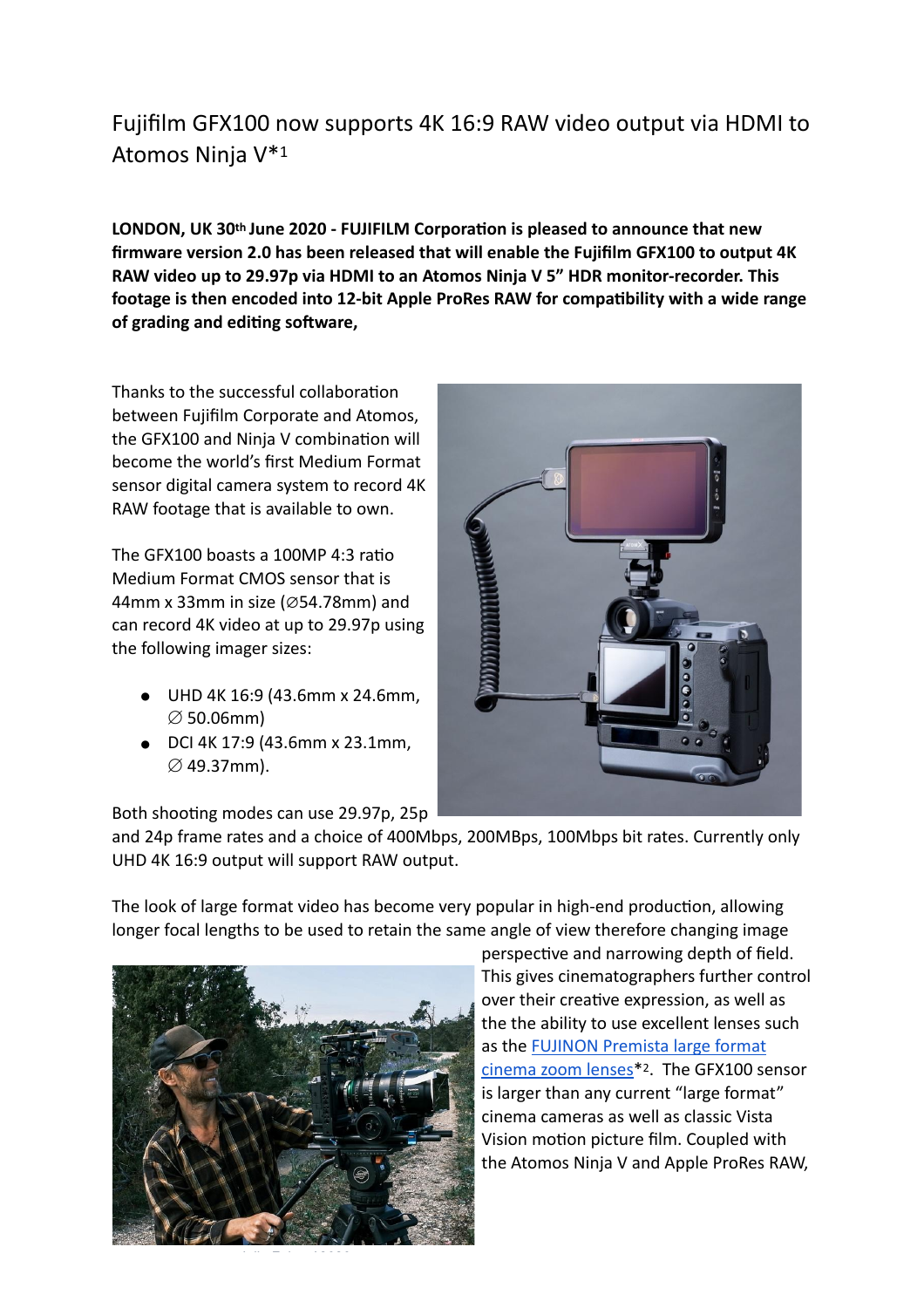# Fujifilm GFX100 now supports 4K 16:9 RAW video output via HDMI to Atomos Ninja V*[1]

**LONDON, UK 30th June 2020 - FUJIFILM Corporation is pleased to announce that new firmware version 2.0 has been released that will enable the Fujifilm GFX100 to output 4K RAW video up to 29.97p via HDMI to an Atomos Ninja V 5" HDR monitor-recorder. This footage is then encoded into 12-bit Apple ProRes RAW for compatibility with a wide range of grading and editing software,**

Thanks to the successful collaboration between Fujifilm Corporate and Atomos, the GFX100 and Ninja V combination will become the world's first Medium Format sensor digital camera system to record 4K RAW footage that is available to own.

The GFX100 boasts a 100MP 4:3 ratio Medium Format CMOS sensor that is 44mm x 33mm in size (∅54.78mm) and can record 4K video at up to 29.97p using the following imager sizes:

- UHD 4K 16:9 (43.6mm x 24.6mm, ∅ 50.06mm)
- DCI 4K 17:9 (43.6mm x 23.1mm, ∅ 49.37mm).

Both shooting modes can use 29.97p, 25p and 24p frame rates and a choice of 400Mbps, 200MBps, 100Mbps bit rates. Currently only UHD 4K 16:9 output will support RAW output.

The look of large format video has become very popular in high-end production, allowing longer focal lengths to be used to retain the same angle of view therefore changing image perspective and narrowing depth of field. This gives cinematographers further control over their creative expression, as well as the the ability to use excellent lenses such as the FUJINON Premista large format cinema zoom lenses*[2]. The GFX100 sensor is larger than any current "large format" cinema cameras as well as classic Vista Vision motion picture film. Coupled with the Atomos Ninja V and Apple ProRes RAW,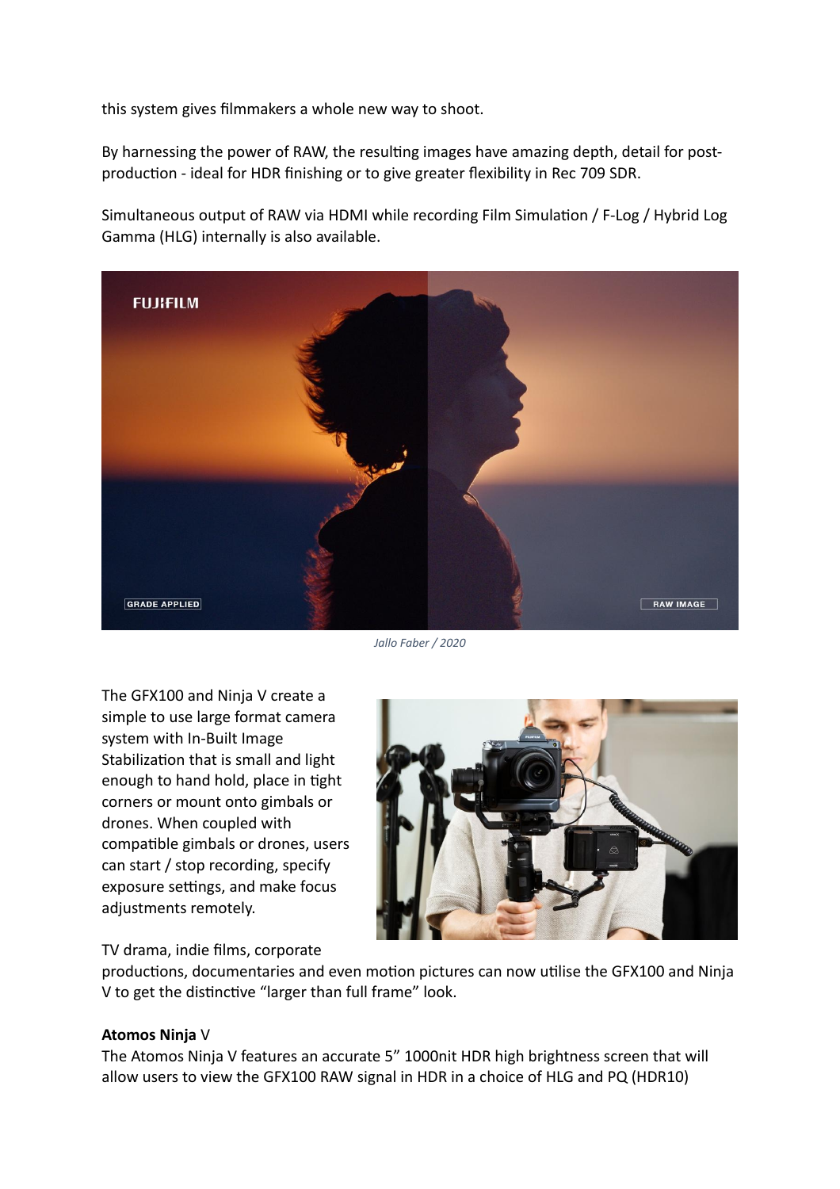this system gives filmmakers a whole new way to shoot.

By harnessing the power of RAW, the resulting images have amazing depth, detail for post-production - ideal for HDR finishing or to give greater flexibility in Rec 709 SDR.

Simultaneous output of RAW via HDMI while recording Film Simulation / F-Log / Hybrid Log Gamma (HLG) internally is also available.

*Jallo Faber / 2020*

The GFX100 and Ninja V create a simple to use large format camera system with In-Built Image Stabilization that is small and light enough to hand hold, place in tight corners or mount onto gimbals or drones. When coupled with compatible gimbals or drones, users can start / stop recording, specify exposure settings, and make focus adjustments remotely.

TV drama, indie films, corporate productions, documentaries and even motion pictures can now utilise the GFX100 and Ninja V to get the distinctive "larger than full frame" look.

**Atomos Ninja** V

The Atomos Ninja V features an accurate 5" 1000nit HDR high brightness screen that will allow users to view the GFX100 RAW signal in HDR in a choice of HLG and PQ (HDR10)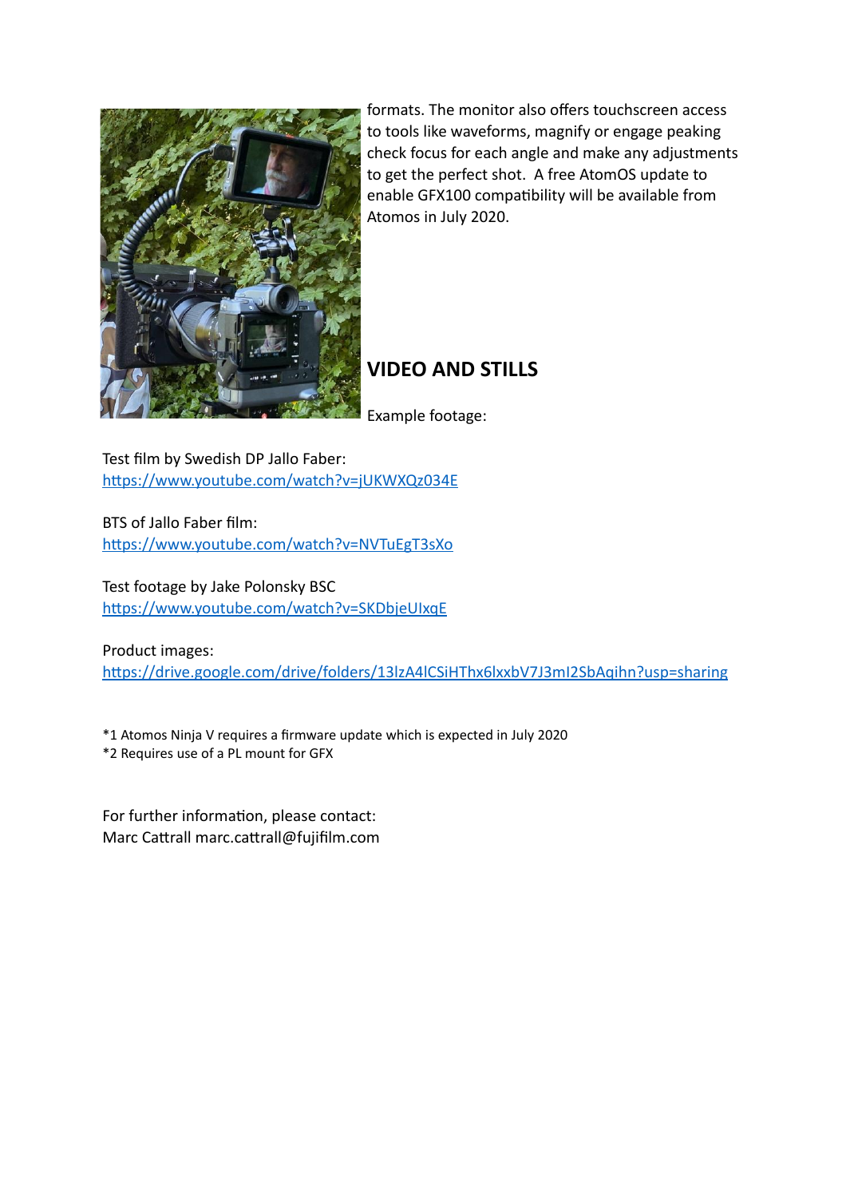formats. The monitor also offers touchscreen access to tools like waveforms, magnify or engage peaking check focus for each angle and make any adjustments to get the perfect shot. A free AtomOS update to enable GFX100 compatibility will be available from Atomos in July 2020.

## VIDEO AND STILLS

Example footage:

Test film by Swedish DP Jallo Faber:
https://www.youtube.com/watch?v=jUKWXQz034E

BTS of Jallo Faber film:
https://www.youtube.com/watch?v=NVTuEgT3sXo

Test footage by Jake Polonsky BSC
https://www.youtube.com/watch?v=SKDbjeUIxqE

Product images:
https://drive.google.com/drive/folders/13lzA4lCSiHThx6lxxbV7J3mI2SbAqihn?usp=sharing

*1 Atomos Ninja V requires a firmware update which is expected in July 2020
*2 Requires use of a PL mount for GFX

For further information, please contact:
Marc Cattrall marc.cattrall@fujifilm.com